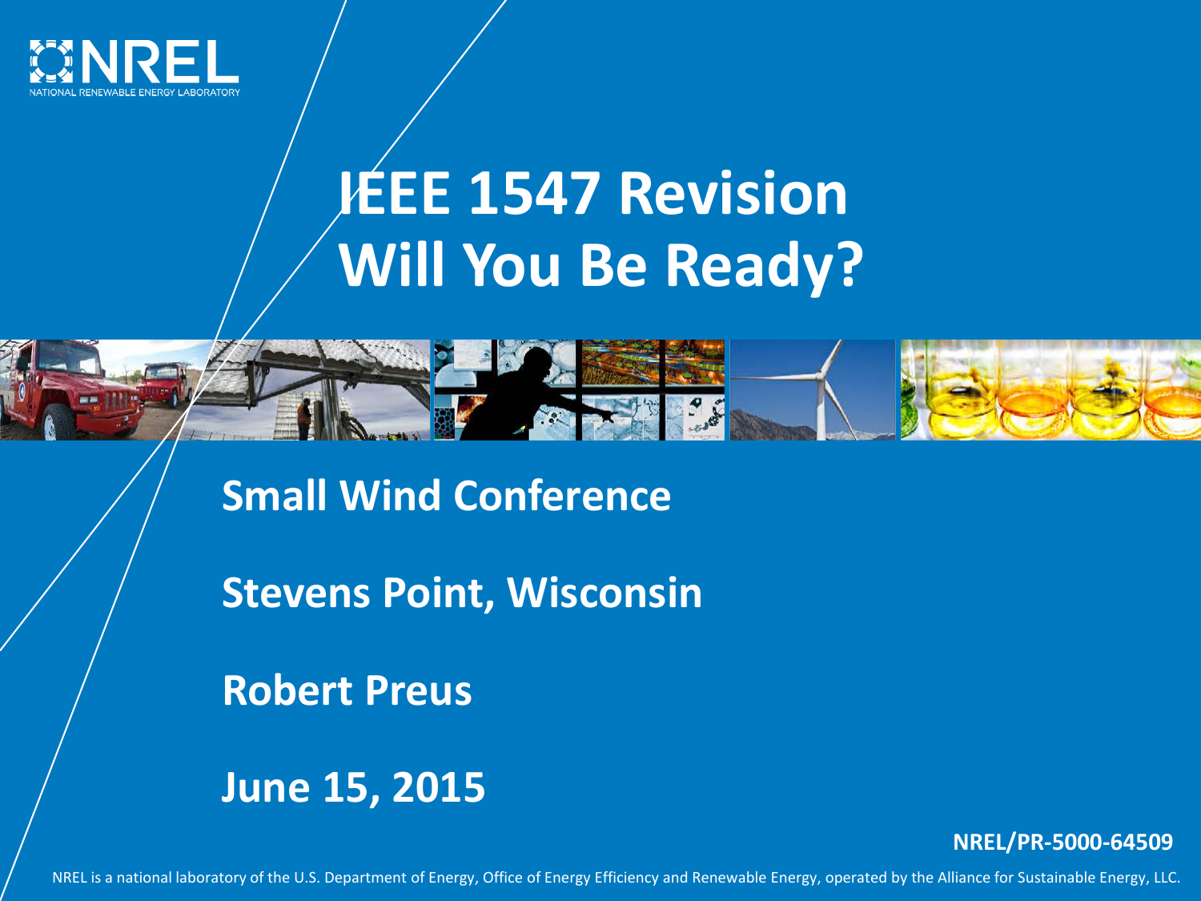NREL
NATIONAL RENEWABLE ENERGY LABORATORY

# IEEE 1547 Revision Will You Be Ready?

**Small Wind Conference**

**Stevens Point, Wisconsin**

**Robert Preus**

**June 15, 2015**

**NREL/PR-5000-64509**

NREL is a national laboratory of the U.S. Department of Energy, Office of Energy Efficiency and Renewable Energy, operated by the Alliance for Sustainable Energy, LLC.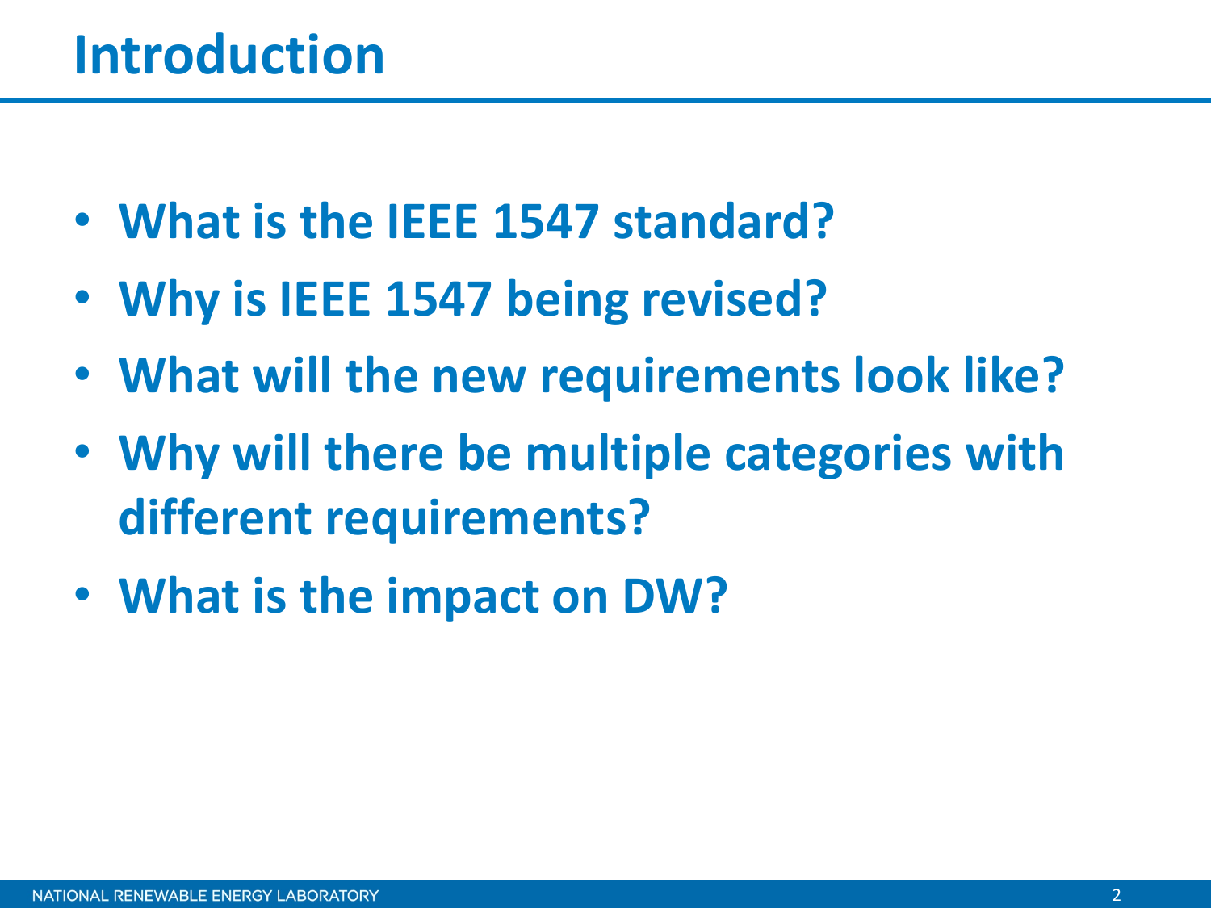# Introduction

- **What is the IEEE 1547 standard?**
- **Why is IEEE 1547 being revised?**
- **What will the new requirements look like?**
- **Why will there be multiple categories with different requirements?**
- **What is the impact on DW?**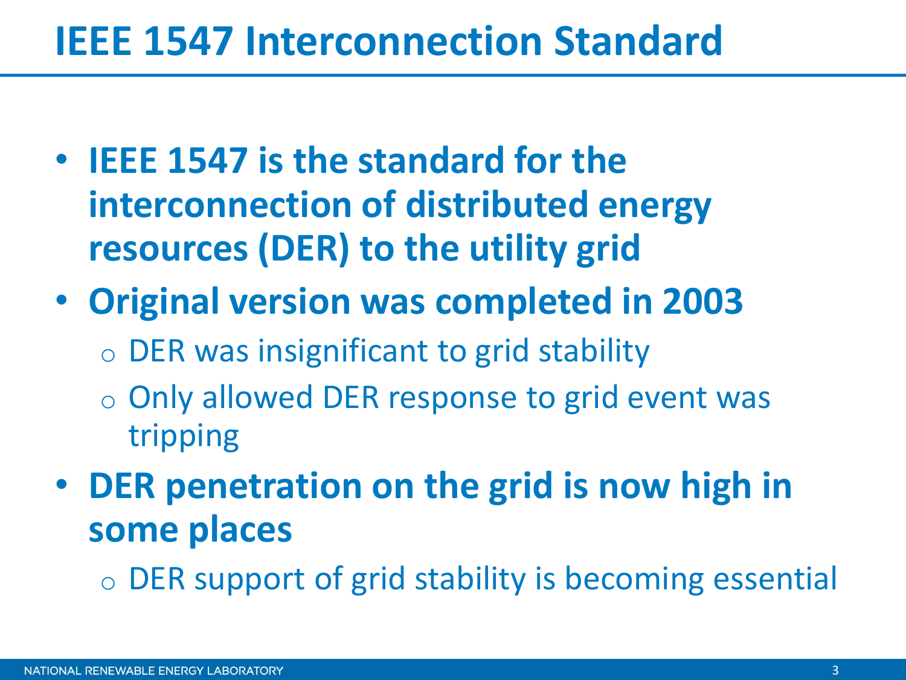# IEEE 1547 Interconnection Standard

- **IEEE 1547 is the standard for the interconnection of distributed energy resources (DER) to the utility grid**
- **Original version was completed in 2003**
  - DER was insignificant to grid stability
  - Only allowed DER response to grid event was tripping
- **DER penetration on the grid is now high in some places**
  - DER support of grid stability is becoming essential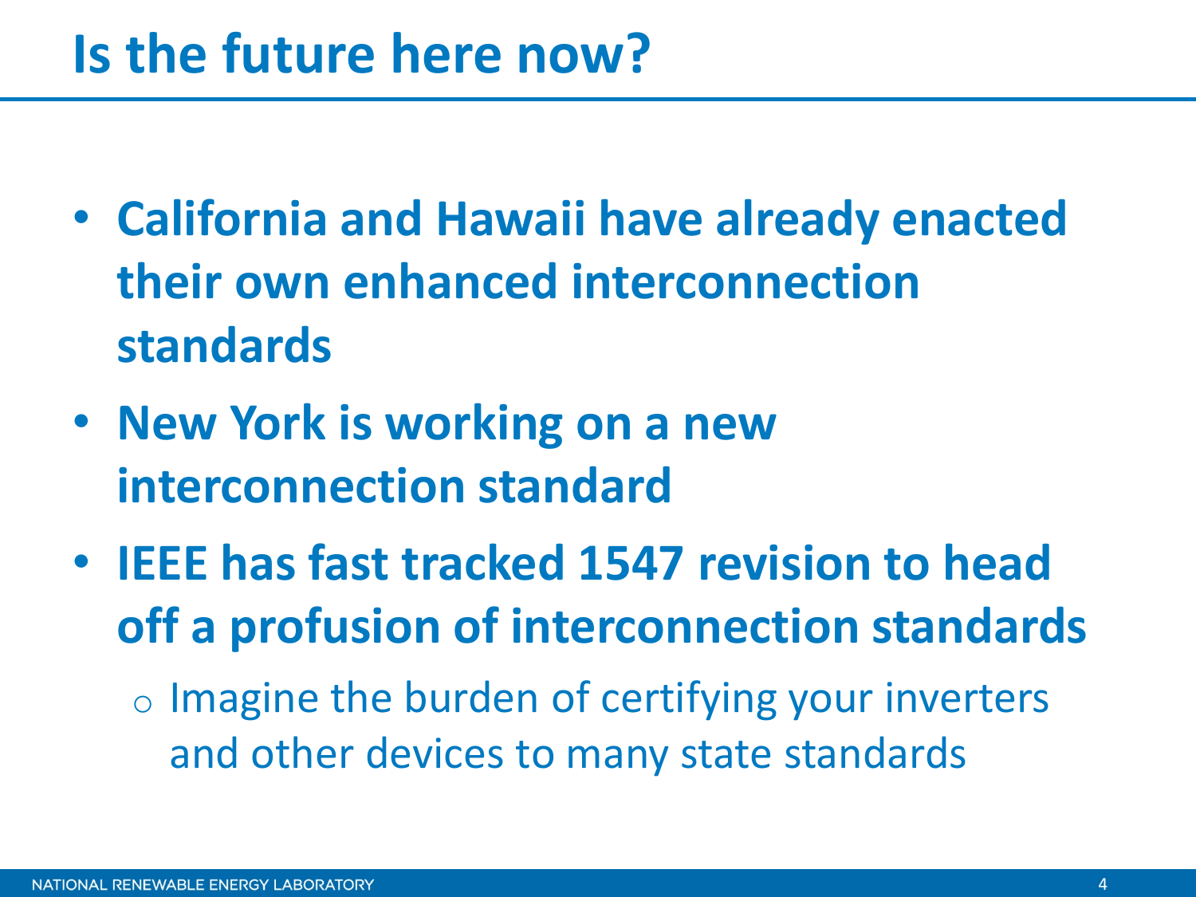# Is the future here now?

- **California and Hawaii have already enacted their own enhanced interconnection standards**
- **New York is working on a new interconnection standard**
- **IEEE has fast tracked 1547 revision to head off a profusion of interconnection standards**
  - Imagine the burden of certifying your inverters and other devices to many state standards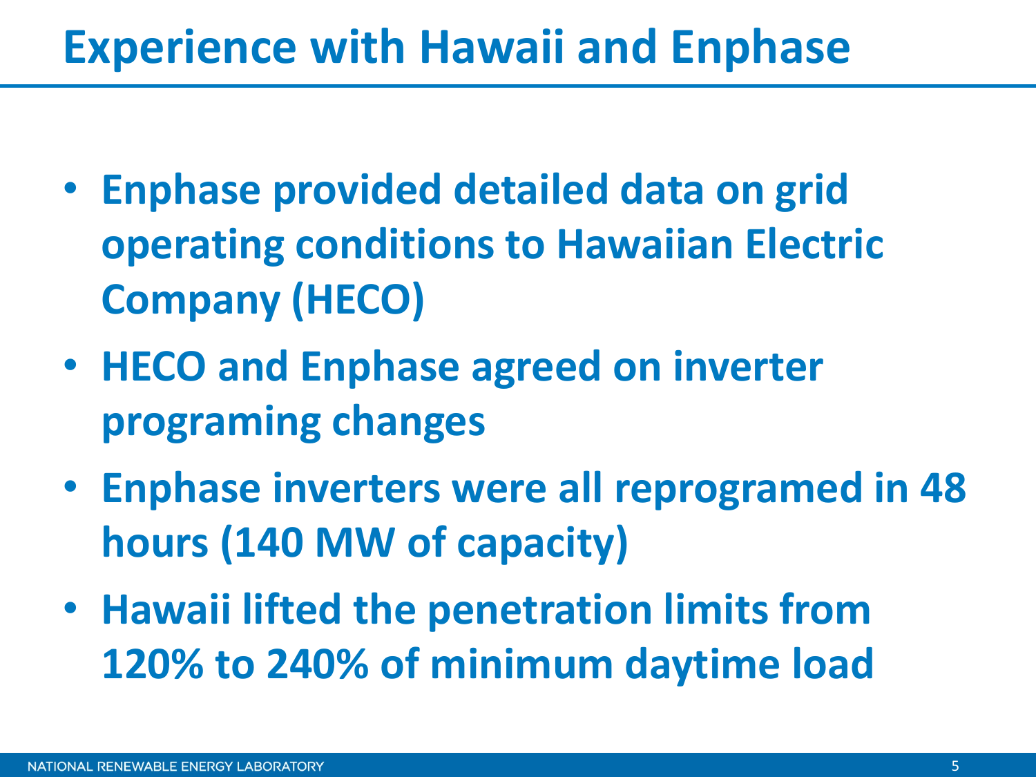# Experience with Hawaii and Enphase

- **Enphase provided detailed data on grid operating conditions to Hawaiian Electric Company (HECO)**
- **HECO and Enphase agreed on inverter programing changes**
- **Enphase inverters were all reprogramed in 48 hours (140 MW of capacity)**
- **Hawaii lifted the penetration limits from 120% to 240% of minimum daytime load**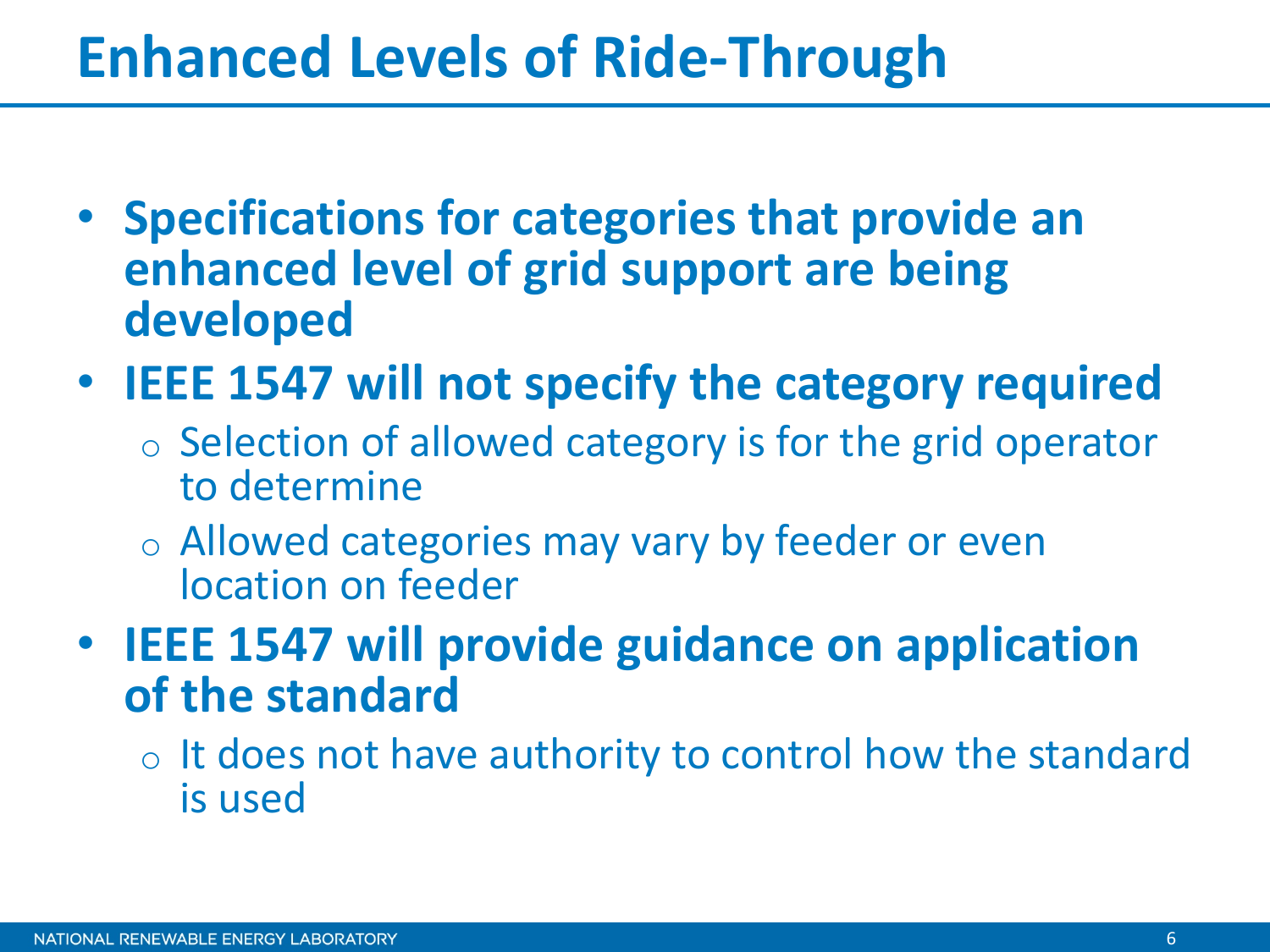# Enhanced Levels of Ride-Through

- **Specifications for categories that provide an enhanced level of grid support are being developed**
- **IEEE 1547 will not specify the category required**
  - Selection of allowed category is for the grid operator to determine
  - Allowed categories may vary by feeder or even location on feeder
- **IEEE 1547 will provide guidance on application of the standard**
  - It does not have authority to control how the standard is used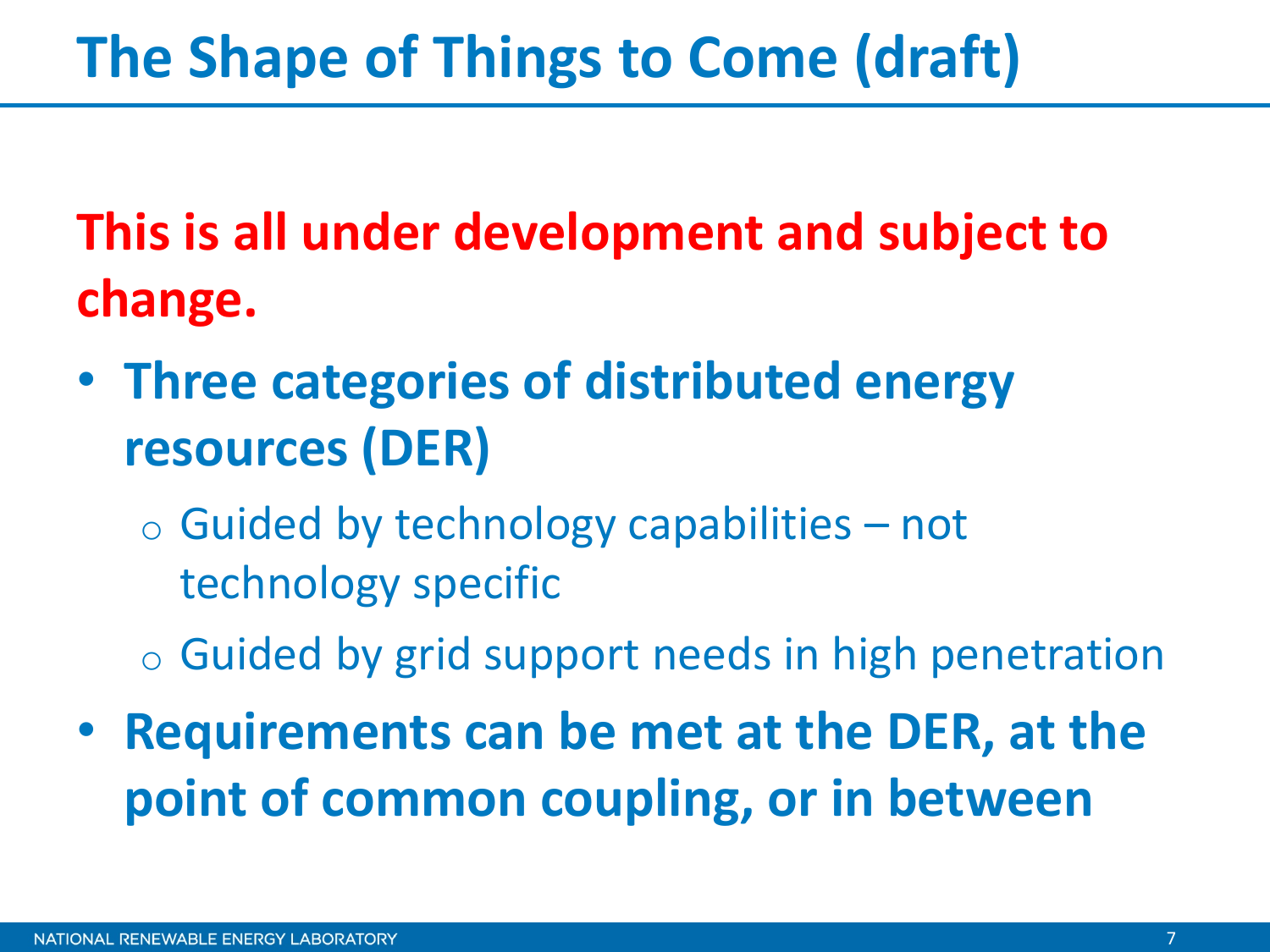# The Shape of Things to Come (draft)

**This is all under development and subject to change.**

- **Three categories of distributed energy resources (DER)**
  - Guided by technology capabilities – not technology specific
  - Guided by grid support needs in high penetration
- **Requirements can be met at the DER, at the point of common coupling, or in between**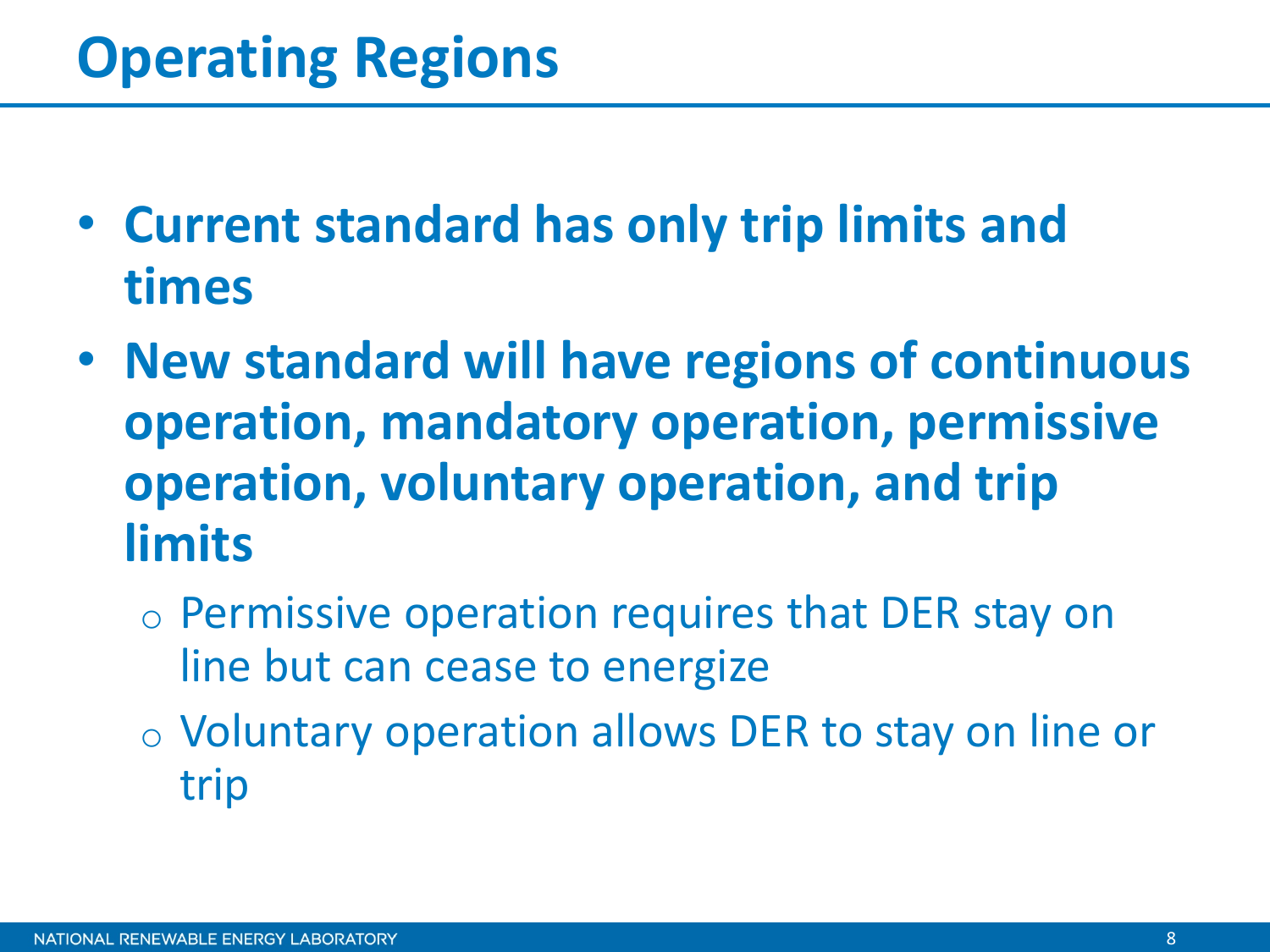# Operating Regions

- **Current standard has only trip limits and times**
- **New standard will have regions of continuous operation, mandatory operation, permissive operation, voluntary operation, and trip limits**
  - Permissive operation requires that DER stay on line but can cease to energize
  - Voluntary operation allows DER to stay on line or trip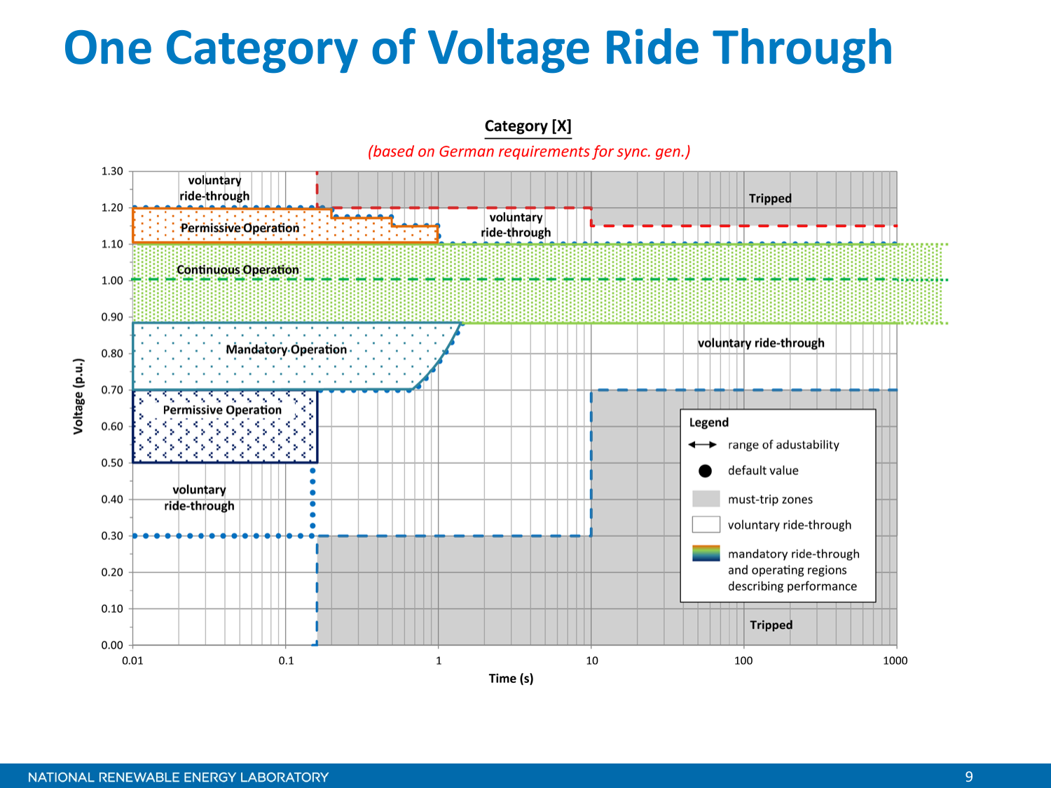# One Category of Voltage Ride Through

**Category [X]**

*(based on German requirements for sync. gen.)*

Voltage (p.u.): 0.00, 0.10, 0.20, 0.30, 0.40, 0.50, 0.60, 0.70, 0.80, 0.90, 1.00, 1.10, 1.20, 1.30

Time (s): 0.01, 0.1, 1, 10, 100, 1000

Regions:

- voluntary ride-through
- Permissive Operation
- Continuous Operation
- Mandatory Operation
- Permissive Operation
- voluntary ride-through
- voluntary ride-through
- voluntary ride-through
- Tripped
- Tripped

**Legend**

- range of adustability
- default value
- must-trip zones
- voluntary ride-through
- mandatory ride-through and operating regions describing performance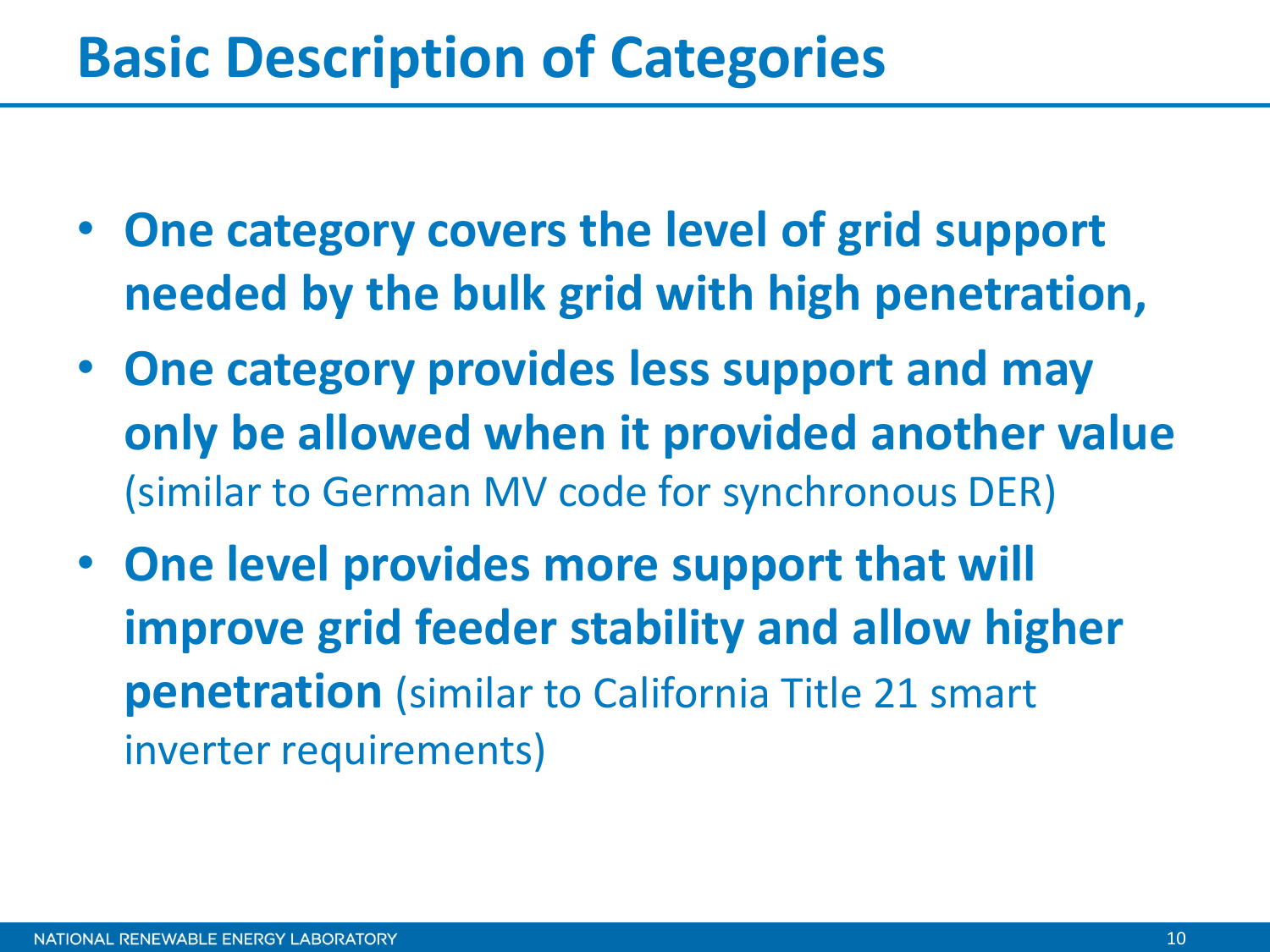# Basic Description of Categories

- **One category covers the level of grid support needed by the bulk grid with high penetration,**
- **One category provides less support and may only be allowed when it provided another value** (similar to German MV code for synchronous DER)
- **One level provides more support that will improve grid feeder stability and allow higher penetration** (similar to California Title 21 smart inverter requirements)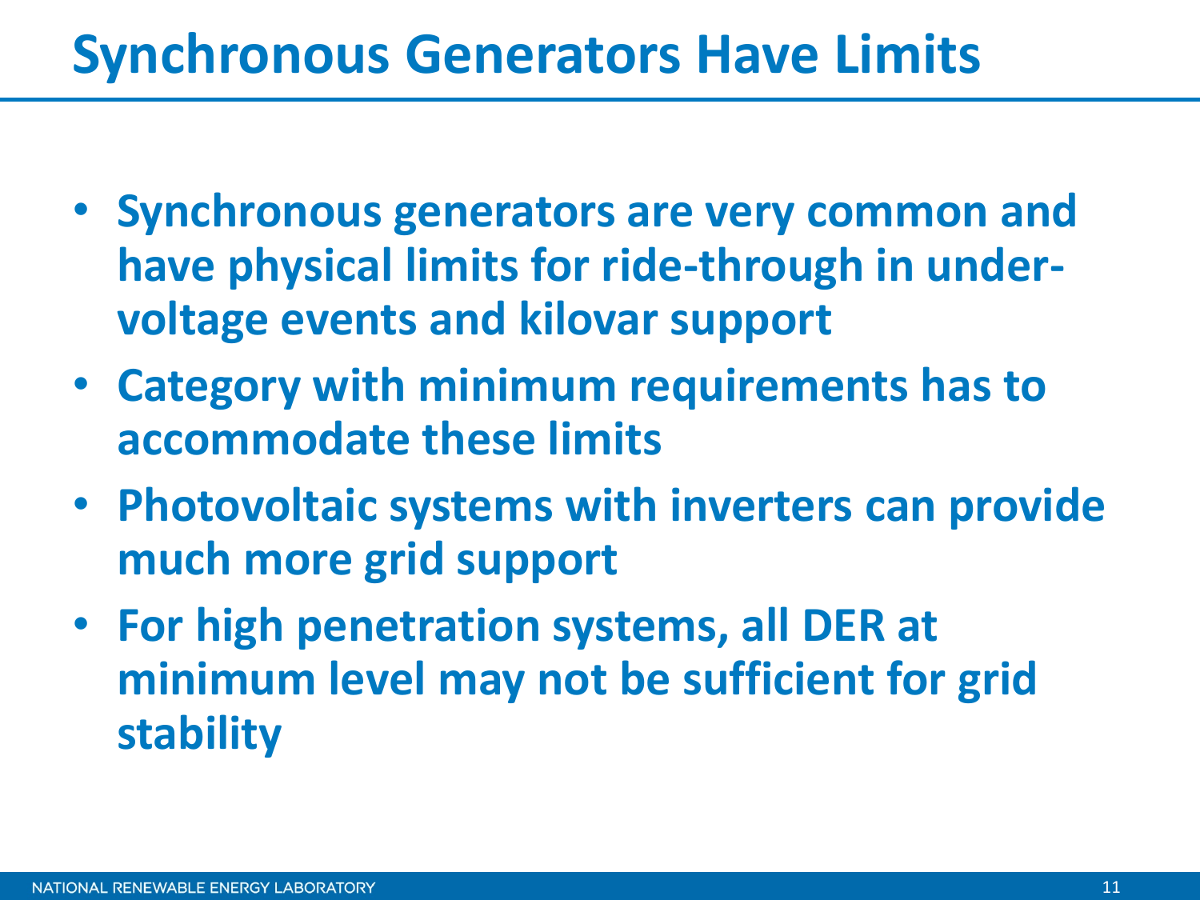# Synchronous Generators Have Limits

- **Synchronous generators are very common and have physical limits for ride-through in under-voltage events and kilovar support**
- **Category with minimum requirements has to accommodate these limits**
- **Photovoltaic systems with inverters can provide much more grid support**
- **For high penetration systems, all DER at minimum level may not be sufficient for grid stability**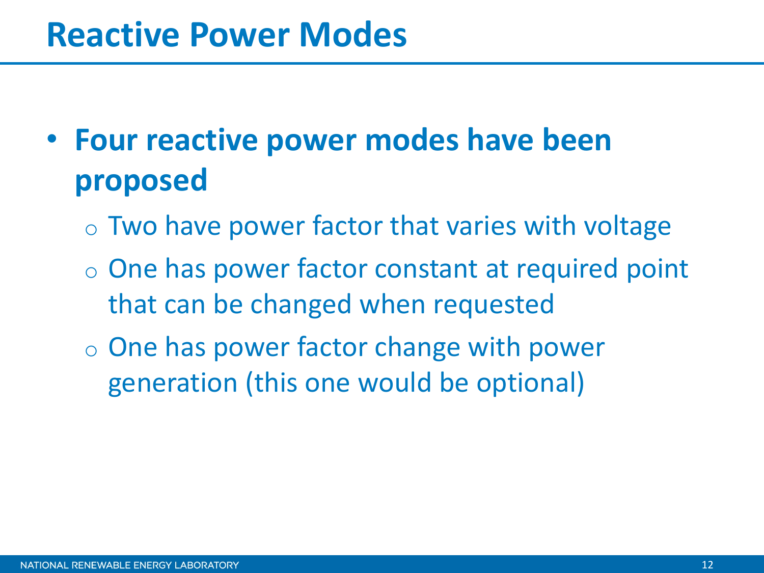# Reactive Power Modes

- **Four reactive power modes have been proposed**
  - Two have power factor that varies with voltage
  - One has power factor constant at required point that can be changed when requested
  - One has power factor change with power generation (this one would be optional)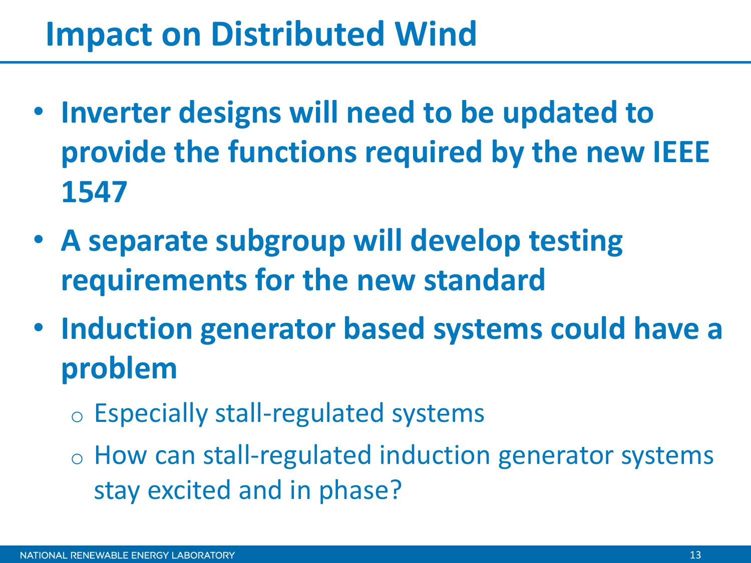# Impact on Distributed Wind

- **Inverter designs will need to be updated to provide the functions required by the new IEEE 1547**
- **A separate subgroup will develop testing requirements for the new standard**
- **Induction generator based systems could have a problem**
  - Especially stall-regulated systems
  - How can stall-regulated induction generator systems stay excited and in phase?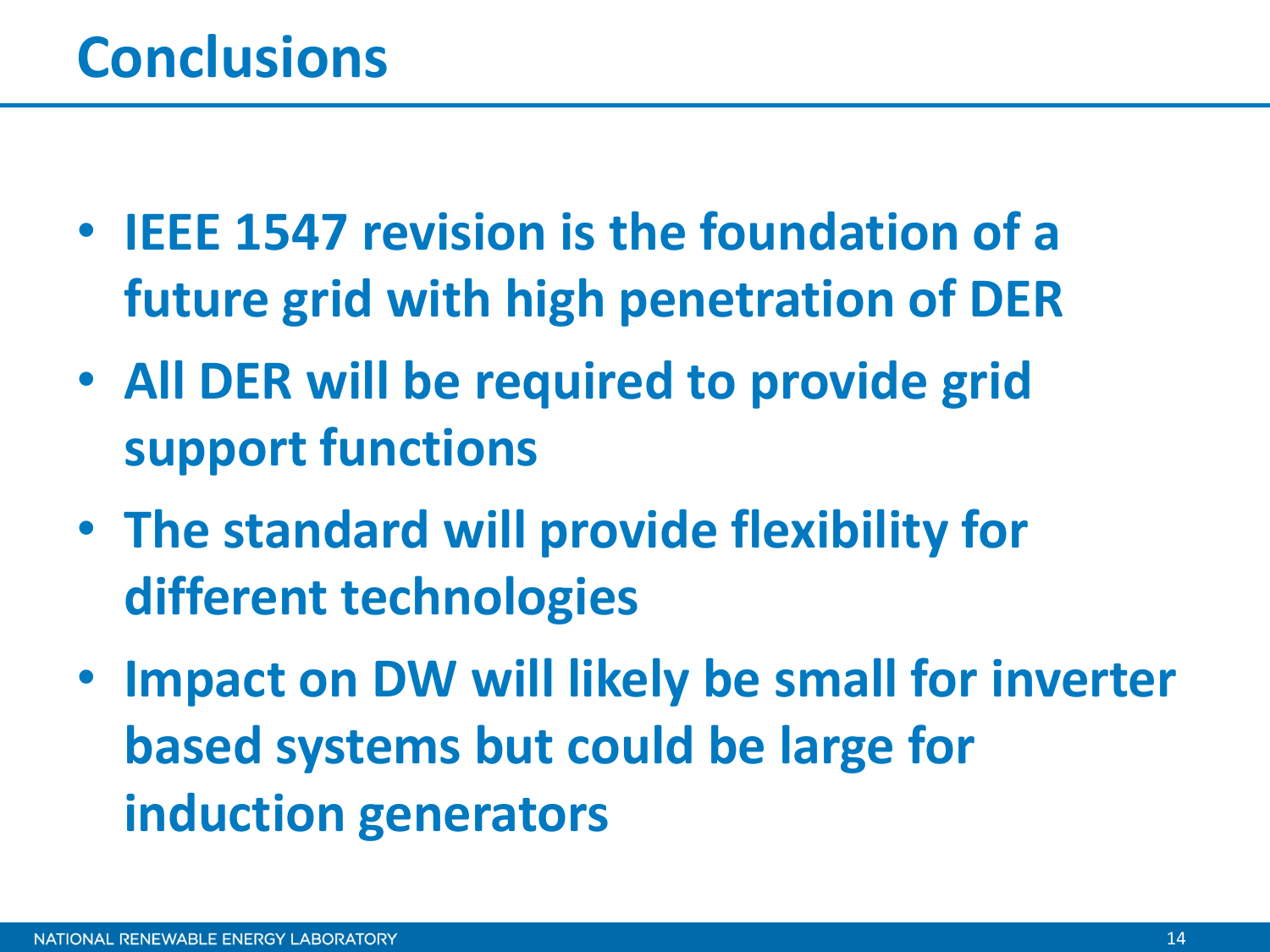# Conclusions

- **IEEE 1547 revision is the foundation of a future grid with high penetration of DER**
- **All DER will be required to provide grid support functions**
- **The standard will provide flexibility for different technologies**
- **Impact on DW will likely be small for inverter based systems but could be large for induction generators**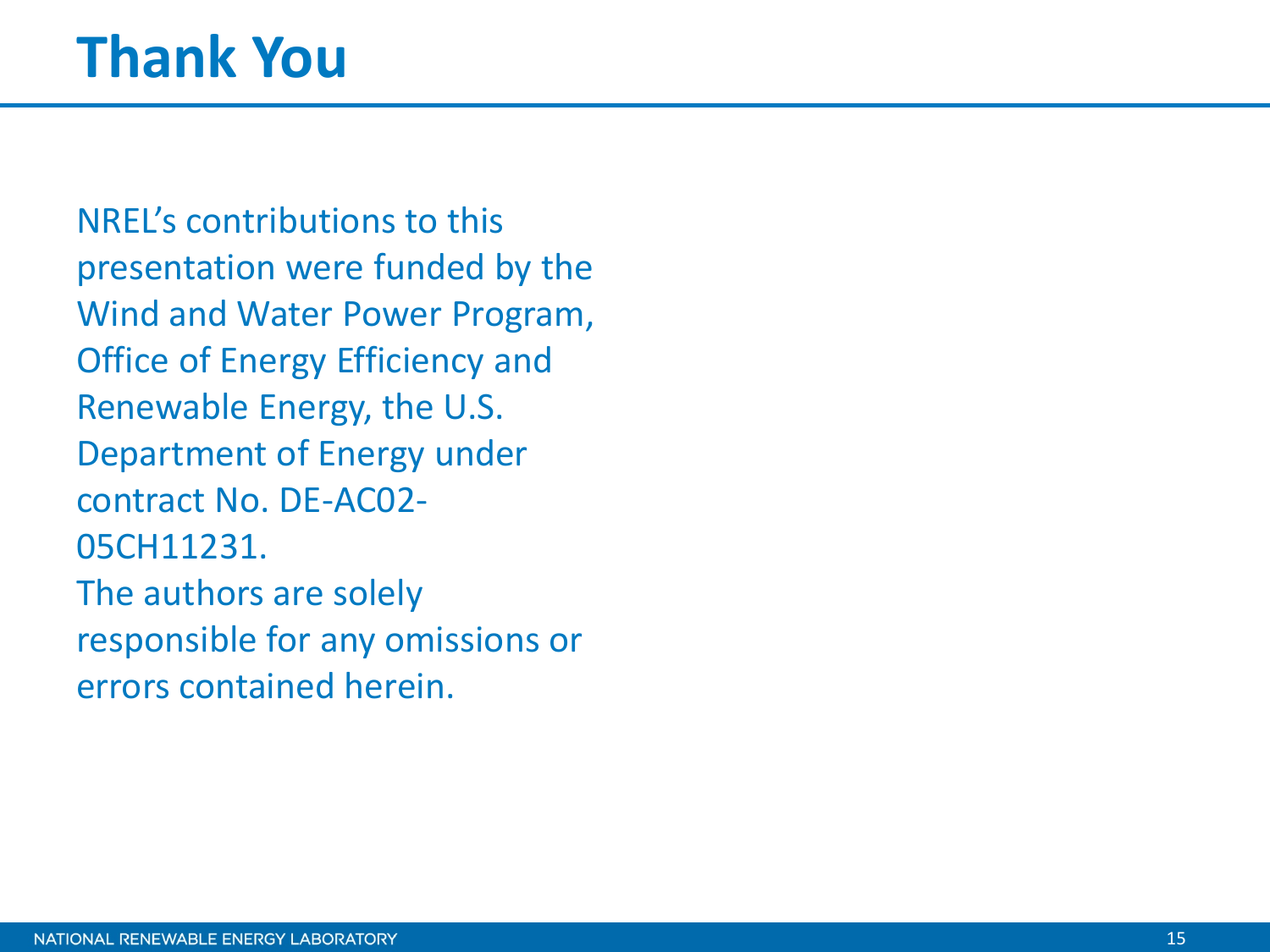# Thank You

NREL's contributions to this presentation were funded by the Wind and Water Power Program, Office of Energy Efficiency and Renewable Energy, the U.S. Department of Energy under contract No. DE-AC02-05CH11231.

The authors are solely responsible for any omissions or errors contained herein.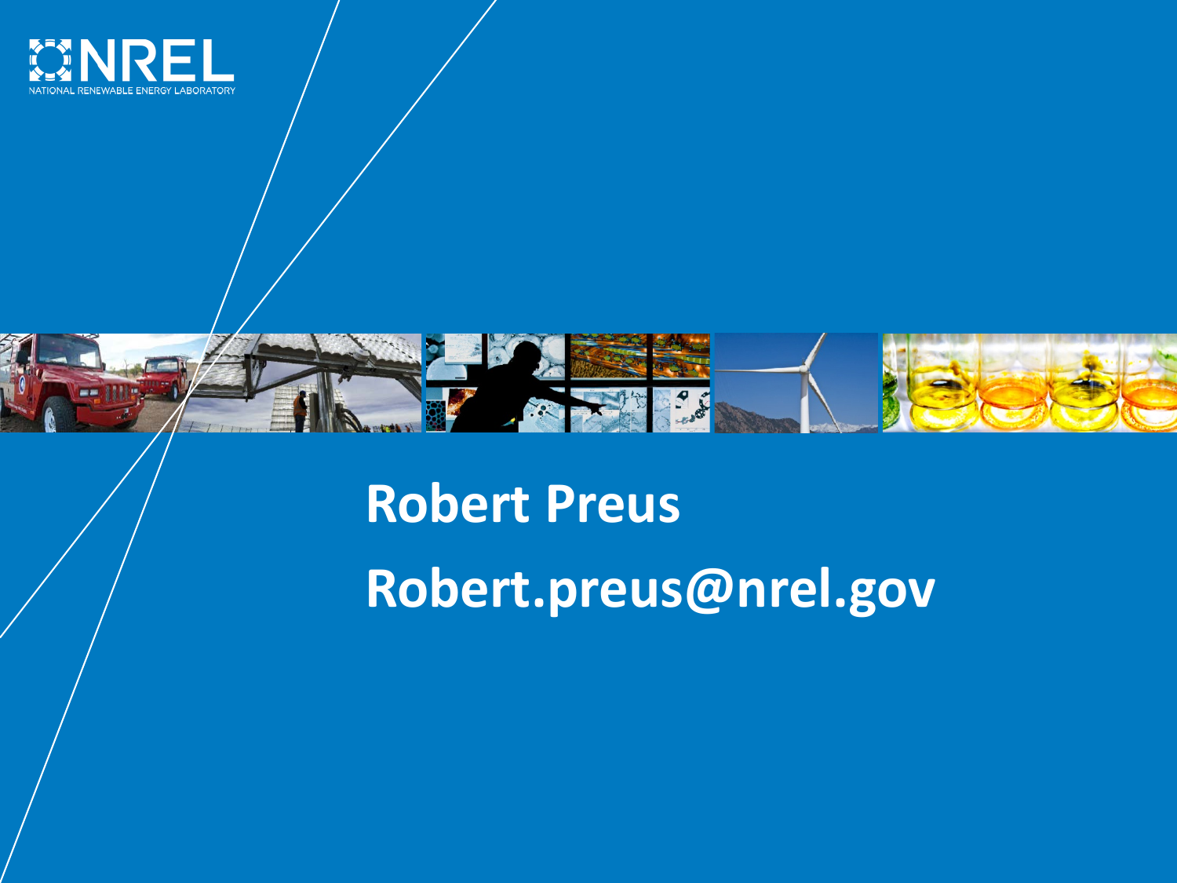**Robert Preus**

**Robert.preus@nrel.gov**